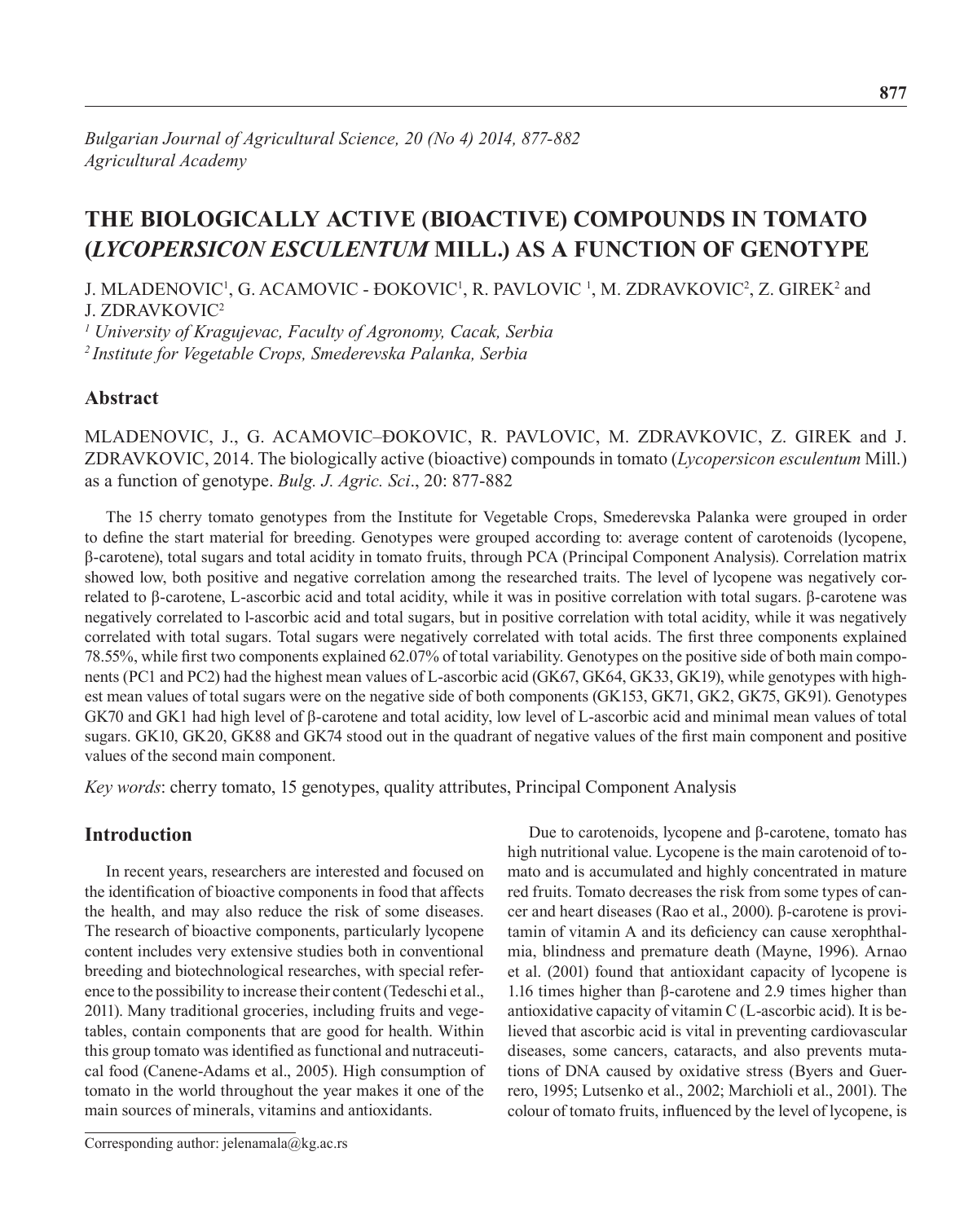*Bulgarian Journal of Agricultural Science, 20 (No 4) 2014, 877-882*
*Agricultural Academy*

# THE BIOLOGICALLY ACTIVE (BIOACTIVE) COMPOUNDS IN TOMATO (*LYCOPERSICON ESCULENTUM* MILL.) AS A FUNCTION OF GENOTYPE

J. MLADENOVIC[1], G. ACAMOVIC - ĐOKOVIC[1], R. PAVLOVIC [1], M. ZDRAVKOVIC[2], Z. GIREK[2] and J. ZDRAVKOVIC[2]

*[1] University of Kragujevac, Faculty of Agronomy, Cacak, Serbia*
*[2] Institute for Vegetable Crops, Smederevska Palanka, Serbia*

## Abstract

MLADENOVIC, J., G. ACAMOVIC–ĐOKOVIC, R. PAVLOVIC, M. ZDRAVKOVIC, Z. GIREK and J. ZDRAVKOVIC, 2014. The biologically active (bioactive) compounds in tomato (*Lycopersicon esculentum* Mill.) as a function of genotype. *Bulg. J. Agric. Sci*., 20: 877-882

The 15 cherry tomato genotypes from the Institute for Vegetable Crops, Smederevska Palanka were grouped in order to define the start material for breeding. Genotypes were grouped according to: average content of carotenoids (lycopene, β-carotene), total sugars and total acidity in tomato fruits, through PCA (Principal Component Analysis). Correlation matrix showed low, both positive and negative correlation among the researched traits. The level of lycopene was negatively correlated to β-carotene, L-ascorbic acid and total acidity, while it was in positive correlation with total sugars. β-carotene was negatively correlated to l-ascorbic acid and total sugars, but in positive correlation with total acidity, while it was negatively correlated with total sugars. Total sugars were negatively correlated with total acids. The first three components explained 78.55%, while first two components explained 62.07% of total variability. Genotypes on the positive side of both main components (PC1 and PC2) had the highest mean values of L-ascorbic acid (GK67, GK64, GK33, GK19), while genotypes with highest mean values of total sugars were on the negative side of both components (GK153, GK71, GK2, GK75, GK91). Genotypes GK70 and GK1 had high level of β-carotene and total acidity, low level of L-ascorbic acid and minimal mean values of total sugars. GK10, GK20, GK88 and GK74 stood out in the quadrant of negative values of the first main component and positive values of the second main component.

*Key words*: cherry tomato, 15 genotypes, quality attributes, Principal Component Analysis

## Introduction

In recent years, researchers are interested and focused on the identification of bioactive components in food that affects the health, and may also reduce the risk of some diseases. The research of bioactive components, particularly lycopene content includes very extensive studies both in conventional breeding and biotechnological researches, with special reference to the possibility to increase their content (Tedeschi et al., 2011). Many traditional groceries, including fruits and vegetables, contain components that are good for health. Within this group tomato was identified as functional and nutraceutical food (Canene-Adams et al., 2005). High consumption of tomato in the world throughout the year makes it one of the main sources of minerals, vitamins and antioxidants.

Due to carotenoids, lycopene and β-carotene, tomato has high nutritional value. Lycopene is the main carotenoid of tomato and is accumulated and highly concentrated in mature red fruits. Tomato decreases the risk from some types of cancer and heart diseases (Rao et al., 2000). β-carotene is provitamin of vitamin A and its deficiency can cause xerophthalmia, blindness and premature death (Mayne, 1996). Arnao et al. (2001) found that antioxidant capacity of lycopene is 1.16 times higher than β-carotene and 2.9 times higher than antioxidative capacity of vitamin C (L-ascorbic acid). It is believed that ascorbic acid is vital in preventing cardiovascular diseases, some cancers, cataracts, and also prevents mutations of DNA caused by oxidative stress (Byers and Guerrero, 1995; Lutsenko et al., 2002; Marchioli et al., 2001). The colour of tomato fruits, influenced by the level of lycopene, is

Corresponding author: jelenamala@kg.ac.rs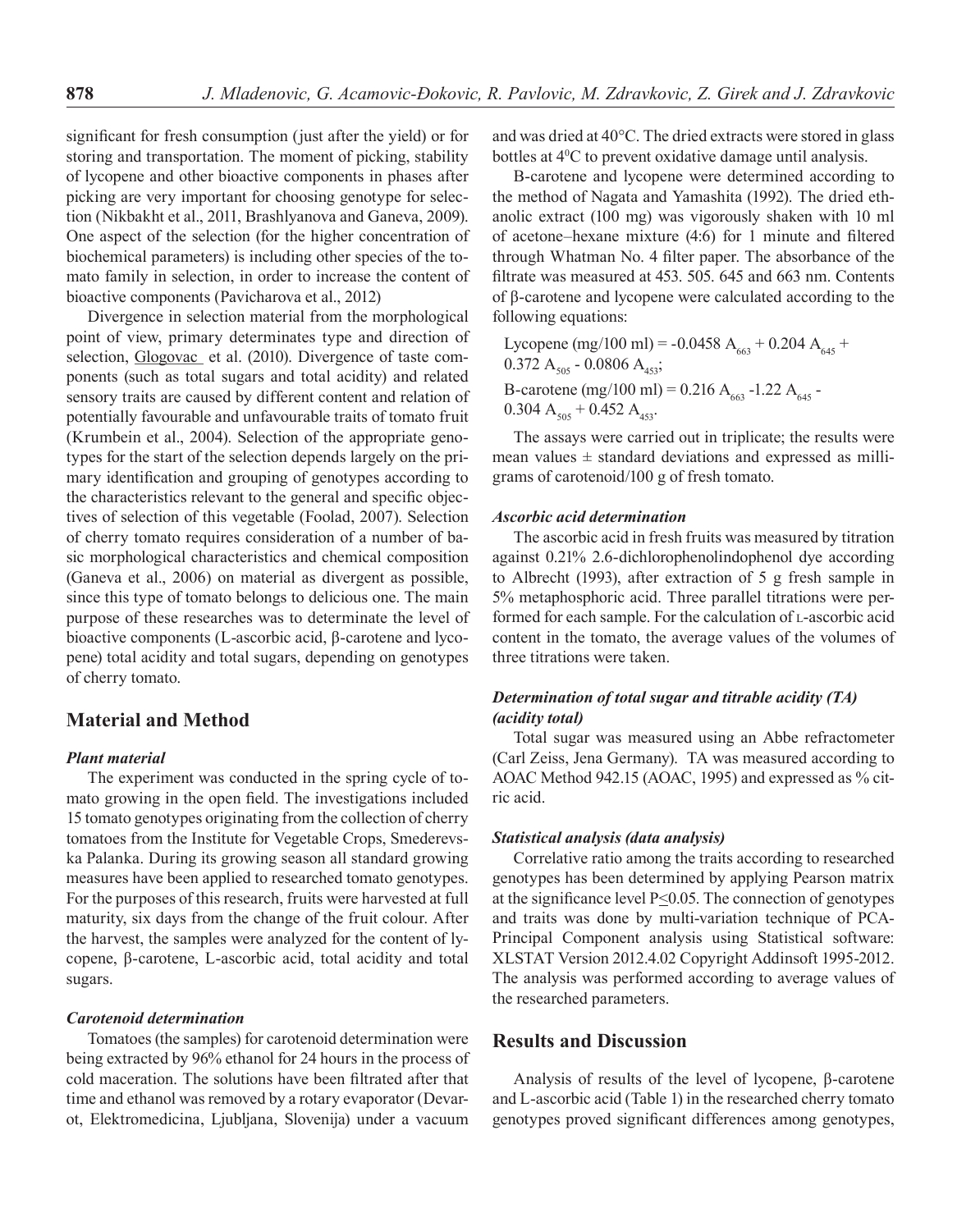significant for fresh consumption (just after the yield) or for storing and transportation. The moment of picking, stability of lycopene and other bioactive components in phases after picking are very important for choosing genotype for selection (Nikbakht et al., 2011, Brashlyanova and Ganeva, 2009). One aspect of the selection (for the higher concentration of biochemical parameters) is including other species of the tomato family in selection, in order to increase the content of bioactive components (Pavicharova et al., 2012)

Divergence in selection material from the morphological point of view, primary determinates type and direction of selection, Glogovac et al. (2010). Divergence of taste components (such as total sugars and total acidity) and related sensory traits are caused by different content and relation of potentially favourable and unfavourable traits of tomato fruit (Krumbein et al., 2004). Selection of the appropriate genotypes for the start of the selection depends largely on the primary identification and grouping of genotypes according to the characteristics relevant to the general and specific objectives of selection of this vegetable (Foolad, 2007). Selection of cherry tomato requires consideration of a number of basic morphological characteristics and chemical composition (Ganeva et al., 2006) on material as divergent as possible, since this type of tomato belongs to delicious one. The main purpose of these researches was to determinate the level of bioactive components (L-ascorbic acid, β-carotene and lycopene) total acidity and total sugars, depending on genotypes of cherry tomato.

## Material and Method

### *Plant material*

The experiment was conducted in the spring cycle of tomato growing in the open field. The investigations included 15 tomato genotypes originating from the collection of cherry tomatoes from the Institute for Vegetable Crops, Smederevska Palanka. During its growing season all standard growing measures have been applied to researched tomato genotypes. For the purposes of this research, fruits were harvested at full maturity, six days from the change of the fruit colour. After the harvest, the samples were analyzed for the content of lycopene, β-carotene, L-ascorbic acid, total acidity and total sugars.

### *Carotenoid determination*

Tomatoes (the samples) for carotenoid determination were being extracted by 96% ethanol for 24 hours in the process of cold maceration. The solutions have been filtrated after that time and ethanol was removed by a rotary evaporator (Devarot, Elektromedicina, Ljubljana, Slovenija) under a vacuum and was dried at 40°C. The dried extracts were stored in glass bottles at $4^0$C to prevent oxidative damage until analysis.

B-carotene and lycopene were determined according to the method of Nagata and Yamashita (1992). The dried ethanolic extract (100 mg) was vigorously shaken with 10 ml of acetone–hexane mixture (4:6) for 1 minute and filtered through Whatman No. 4 filter paper. The absorbance of the filtrate was measured at 453. 505. 645 and 663 nm. Contents of β-carotene and lycopene were calculated according to the following equations:

Lycopene (mg/100 ml) = $-0.0458\ A_{663} + 0.204\ A_{645} + 0.372\ A_{505} - 0.0806\ A_{453}$;

B-carotene (mg/100 ml) = $0.216\ A_{663} - 1.22\ A_{645} - 0.304\ A_{505} + 0.452\ A_{453}$.

The assays were carried out in triplicate; the results were mean values ± standard deviations and expressed as milligrams of carotenoid/100 g of fresh tomato.

### *Ascorbic acid determination*

The ascorbic acid in fresh fruits was measured by titration against 0.21% 2.6-dichlorophenolindophenol dye according to Albrecht (1993), after extraction of 5 g fresh sample in 5% metaphosphoric acid. Three parallel titrations were performed for each sample. For the calculation of L-ascorbic acid content in the tomato, the average values of the volumes of three titrations were taken.

### *Determination of total sugar and titrable acidity (TA) (acidity total)*

Total sugar was measured using an Abbe refractometer (Carl Zeiss, Jena Germany). TA was measured according to AOAC Method 942.15 (AOAC, 1995) and expressed as % citric acid.

### *Statistical analysis (data analysis)*

Correlative ratio among the traits according to researched genotypes has been determined by applying Pearson matrix at the significance level $P \leq 0.05$. The connection of genotypes and traits was done by multi-variation technique of PCA-Principal Component analysis using Statistical software: XLSTAT Version 2012.4.02 Copyright Addinsoft 1995-2012. The analysis was performed according to average values of the researched parameters.

## Results and Discussion

Analysis of results of the level of lycopene, β-carotene and L-ascorbic acid (Table 1) in the researched cherry tomato genotypes proved significant differences among genotypes,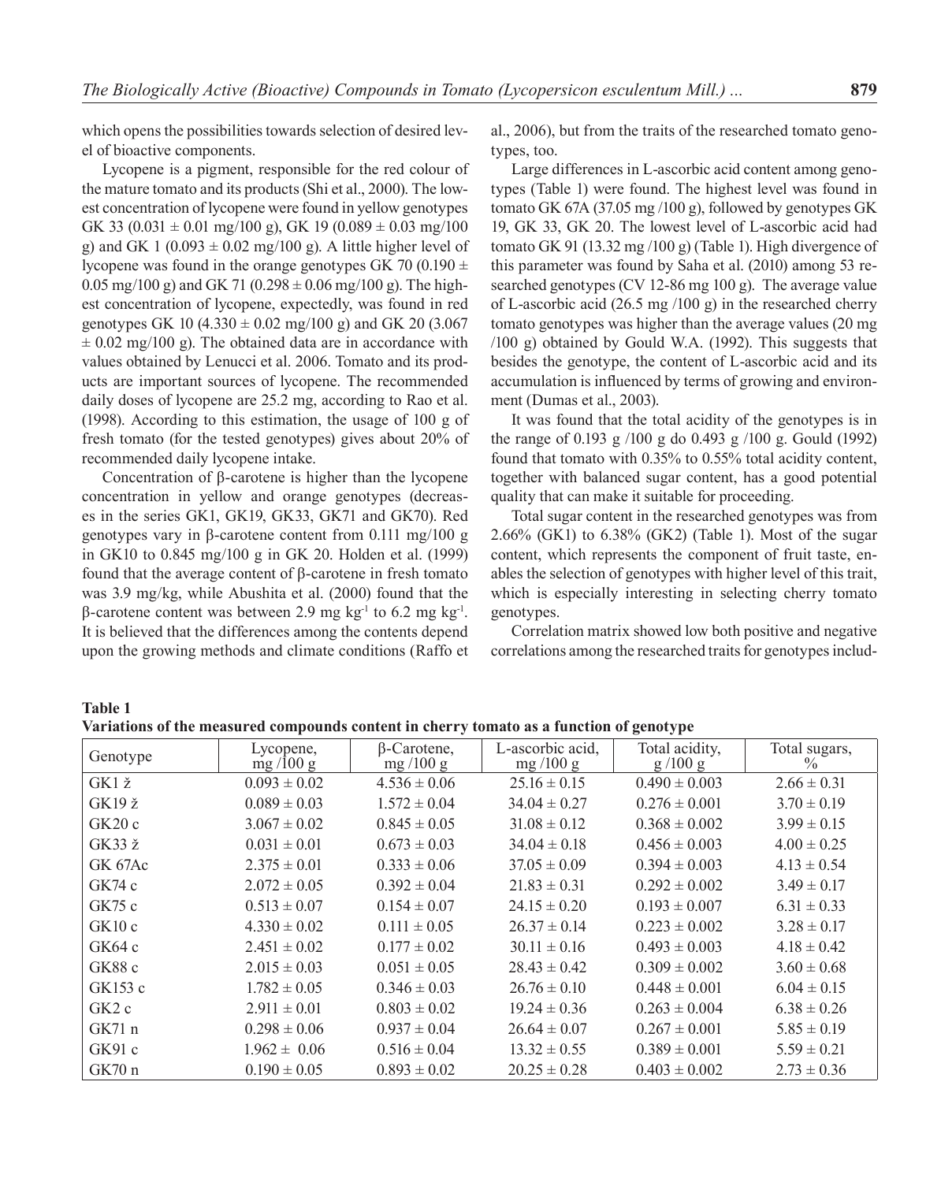which opens the possibilities towards selection of desired level of bioactive components.

Lycopene is a pigment, responsible for the red colour of the mature tomato and its products (Shi et al., 2000). The lowest concentration of lycopene were found in yellow genotypes GK 33 (0.031 ± 0.01 mg/100 g), GK 19 (0.089 ± 0.03 mg/100 g) and GK 1 (0.093 ± 0.02 mg/100 g). A little higher level of lycopene was found in the orange genotypes GK 70 (0.190 ± 0.05 mg/100 g) and GK 71 (0.298 ± 0.06 mg/100 g). The highest concentration of lycopene, expectedly, was found in red genotypes GK 10 (4.330 ± 0.02 mg/100 g) and GK 20 (3.067 ± 0.02 mg/100 g). The obtained data are in accordance with values obtained by Lenucci et al. 2006. Tomato and its products are important sources of lycopene. The recommended daily doses of lycopene are 25.2 mg, according to Rao et al. (1998). According to this estimation, the usage of 100 g of fresh tomato (for the tested genotypes) gives about 20% of recommended daily lycopene intake.

Concentration of β-carotene is higher than the lycopene concentration in yellow and orange genotypes (decreases in the series GK1, GK19, GK33, GK71 and GK70). Red genotypes vary in β-carotene content from 0.111 mg/100 g in GK10 to 0.845 mg/100 g in GK 20. Holden et al. (1999) found that the average content of β-carotene in fresh tomato was 3.9 mg/kg, while Abushita et al. (2000) found that the β-carotene content was between 2.9 mg $kg^{-1}$ to 6.2 mg $kg^{-1}$. It is believed that the differences among the contents depend upon the growing methods and climate conditions (Raffo et al., 2006), but from the traits of the researched tomato genotypes, too.

Large differences in L-ascorbic acid content among genotypes (Table 1) were found. The highest level was found in tomato GK 67A (37.05 mg /100 g), followed by genotypes GK 19, GK 33, GK 20. The lowest level of L-ascorbic acid had tomato GK 91 (13.32 mg /100 g) (Table 1). High divergence of this parameter was found by Saha et al. (2010) among 53 researched genotypes (CV 12-86 mg 100 g). The average value of L-ascorbic acid (26.5 mg /100 g) in the researched cherry tomato genotypes was higher than the average values (20 mg /100 g) obtained by Gould W.A. (1992). This suggests that besides the genotype, the content of L-ascorbic acid and its accumulation is influenced by terms of growing and environment (Dumas et al., 2003).

It was found that the total acidity of the genotypes is in the range of 0.193 g /100 g do 0.493 g /100 g. Gould (1992) found that tomato with 0.35% to 0.55% total acidity content, together with balanced sugar content, has a good potential quality that can make it suitable for proceeding.

Total sugar content in the researched genotypes was from 2.66% (GK1) to 6.38% (GK2) (Table 1). Most of the sugar content, which represents the component of fruit taste, enables the selection of genotypes with higher level of this trait, which is especially interesting in selecting cherry tomato genotypes.

Correlation matrix showed low both positive and negative correlations among the researched traits for genotypes includ-

**Table 1**
**Variations of the measured compounds content in cherry tomato as a function of genotype**

| Genotype | Lycopene, mg /100 g | β-Carotene, mg /100 g | L-ascorbic acid, mg /100 g | Total acidity, g /100 g | Total sugars, % |
|---|---|---|---|---|---|
| GK1 ž | 0.093 ± 0.02 | 4.536 ± 0.06 | 25.16 ± 0.15 | 0.490 ± 0.003 | 2.66 ± 0.31 |
| GK19 ž | 0.089 ± 0.03 | 1.572 ± 0.04 | 34.04 ± 0.27 | 0.276 ± 0.001 | 3.70 ± 0.19 |
| GK20 c | 3.067 ± 0.02 | 0.845 ± 0.05 | 31.08 ± 0.12 | 0.368 ± 0.002 | 3.99 ± 0.15 |
| GK33 ž | 0.031 ± 0.01 | 0.673 ± 0.03 | 34.04 ± 0.18 | 0.456 ± 0.003 | 4.00 ± 0.25 |
| GK 67Ac | 2.375 ± 0.01 | 0.333 ± 0.06 | 37.05 ± 0.09 | 0.394 ± 0.003 | 4.13 ± 0.54 |
| GK74 c | 2.072 ± 0.05 | 0.392 ± 0.04 | 21.83 ± 0.31 | 0.292 ± 0.002 | 3.49 ± 0.17 |
| GK75 c | 0.513 ± 0.07 | 0.154 ± 0.07 | 24.15 ± 0.20 | 0.193 ± 0.007 | 6.31 ± 0.33 |
| GK10 c | 4.330 ± 0.02 | 0.111 ± 0.05 | 26.37 ± 0.14 | 0.223 ± 0.002 | 3.28 ± 0.17 |
| GK64 c | 2.451 ± 0.02 | 0.177 ± 0.02 | 30.11 ± 0.16 | 0.493 ± 0.003 | 4.18 ± 0.42 |
| GK88 c | 2.015 ± 0.03 | 0.051 ± 0.05 | 28.43 ± 0.42 | 0.309 ± 0.002 | 3.60 ± 0.68 |
| GK153 c | 1.782 ± 0.05 | 0.346 ± 0.03 | 26.76 ± 0.10 | 0.448 ± 0.001 | 6.04 ± 0.15 |
| GK2 c | 2.911 ± 0.01 | 0.803 ± 0.02 | 19.24 ± 0.36 | 0.263 ± 0.004 | 6.38 ± 0.26 |
| GK71 n | 0.298 ± 0.06 | 0.937 ± 0.04 | 26.64 ± 0.07 | 0.267 ± 0.001 | 5.85 ± 0.19 |
| GK91 c | 1.962 ± 0.06 | 0.516 ± 0.04 | 13.32 ± 0.55 | 0.389 ± 0.001 | 5.59 ± 0.21 |
| GK70 n | 0.190 ± 0.05 | 0.893 ± 0.02 | 20.25 ± 0.28 | 0.403 ± 0.002 | 2.73 ± 0.36 |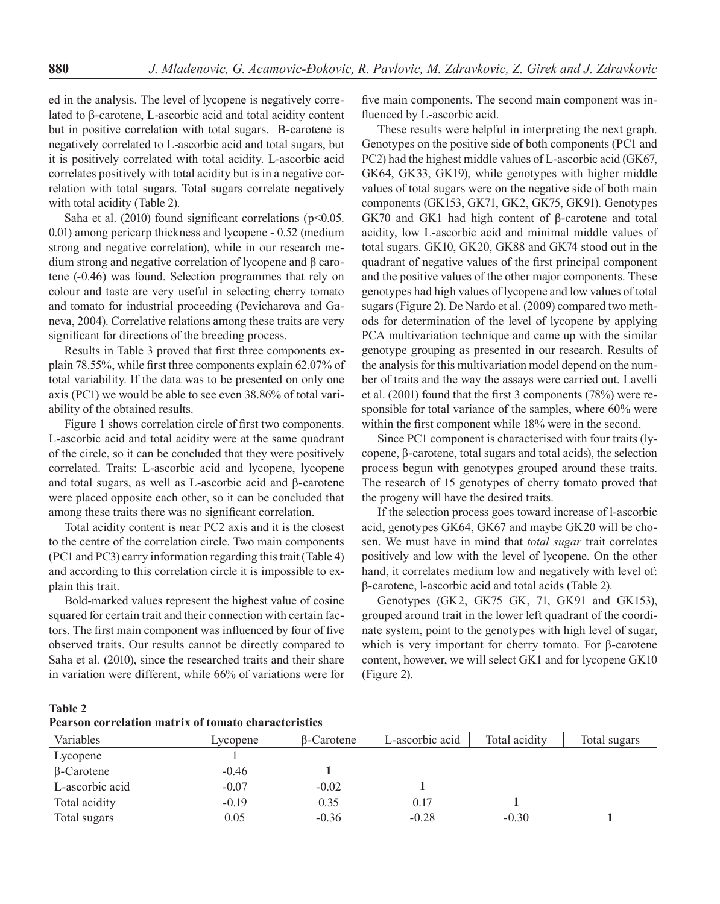ed in the analysis. The level of lycopene is negatively correlated to β-carotene, L-ascorbic acid and total acidity content but in positive correlation with total sugars. B-carotene is negatively correlated to L-ascorbic acid and total sugars, but it is positively correlated with total acidity. L-ascorbic acid correlates positively with total acidity but is in a negative correlation with total sugars. Total sugars correlate negatively with total acidity (Table 2).

Saha et al. (2010) found significant correlations ($p<0.05$. 0.01) among pericarp thickness and lycopene - 0.52 (medium strong and negative correlation), while in our research medium strong and negative correlation of lycopene and β carotene (-0.46) was found. Selection programmes that rely on colour and taste are very useful in selecting cherry tomato and tomato for industrial proceeding (Pevicharova and Ganeva, 2004). Correlative relations among these traits are very significant for directions of the breeding process.

Results in Table 3 proved that first three components explain 78.55%, while first three components explain 62.07% of total variability. If the data was to be presented on only one axis (PC1) we would be able to see even 38.86% of total variability of the obtained results.

Figure 1 shows correlation circle of first two components. L-ascorbic acid and total acidity were at the same quadrant of the circle, so it can be concluded that they were positively correlated. Traits: L-ascorbic acid and lycopene, lycopene and total sugars, as well as L-ascorbic acid and β-carotene were placed opposite each other, so it can be concluded that among these traits there was no significant correlation.

Total acidity content is near PC2 axis and it is the closest to the centre of the correlation circle. Two main components (PC1 and PC3) carry information regarding this trait (Table 4) and according to this correlation circle it is impossible to explain this trait.

Bold-marked values represent the highest value of cosine squared for certain trait and their connection with certain factors. The first main component was influenced by four of five observed traits. Our results cannot be directly compared to Saha et al. (2010), since the researched traits and their share in variation were different, while 66% of variations were for five main components. The second main component was influenced by L-ascorbic acid.

These results were helpful in interpreting the next graph. Genotypes on the positive side of both components (PC1 and PC2) had the highest middle values of L-ascorbic acid (GK67, GK64, GK33, GK19), while genotypes with higher middle values of total sugars were on the negative side of both main components (GK153, GK71, GK2, GK75, GK91). Genotypes GK70 and GK1 had high content of β-carotene and total acidity, low L-ascorbic acid and minimal middle values of total sugars. GK10, GK20, GK88 and GK74 stood out in the quadrant of negative values of the first principal component and the positive values of the other major components. These genotypes had high values of lycopene and low values of total sugars (Figure 2). De Nardo et al. (2009) compared two methods for determination of the level of lycopene by applying PCA multivariation technique and came up with the similar genotype grouping as presented in our research. Results of the analysis for this multivariation model depend on the number of traits and the way the assays were carried out. Lavelli et al. (2001) found that the first 3 components (78%) were responsible for total variance of the samples, where 60% were within the first component while 18% were in the second.

Since PC1 component is characterised with four traits (lycopene, β-carotene, total sugars and total acids), the selection process begun with genotypes grouped around these traits. The research of 15 genotypes of cherry tomato proved that the progeny will have the desired traits.

If the selection process goes toward increase of l-ascorbic acid, genotypes GK64, GK67 and maybe GK20 will be chosen. We must have in mind that *total sugar* trait correlates positively and low with the level of lycopene. On the other hand, it correlates medium low and negatively with level of: β-carotene, l-ascorbic acid and total acids (Table 2).

Genotypes (GK2, GK75 GK, 71, GK91 and GK153), grouped around trait in the lower left quadrant of the coordinate system, point to the genotypes with high level of sugar, which is very important for cherry tomato. For β-carotene content, however, we will select GK1 and for lycopene GK10 (Figure 2).

**Table 2**
**Pearson correlation matrix of tomato characteristics**

| Variables | Lycopene | β-Carotene | L-ascorbic acid | Total acidity | Total sugars |
|---|---|---|---|---|---|
| Lycopene | 1 | | | | |
| β-Carotene | -0.46 | **1** | | | |
| L-ascorbic acid | -0.07 | -0.02 | **1** | | |
| Total acidity | -0.19 | 0.35 | 0.17 | **1** | |
| Total sugars | 0.05 | -0.36 | -0.28 | -0.30 | **1** |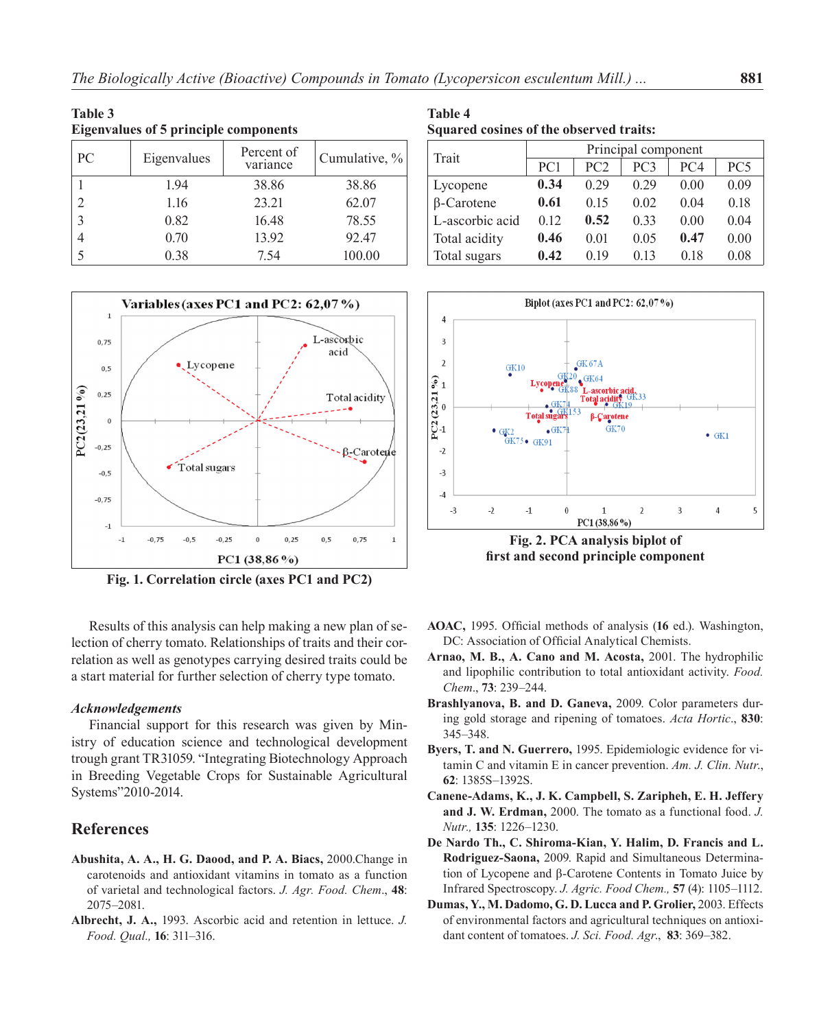**Table 3**
**Eigenvalues of 5 principle components**

| PC | Eigenvalues | Percent of variance | Cumulative, % |
|---|---|---|---|
| 1 | 1.94 | 38.86 | 38.86 |
| 2 | 1.16 | 23.21 | 62.07 |
| 3 | 0.82 | 16.48 | 78.55 |
| 4 | 0.70 | 13.92 | 92.47 |
| 5 | 0.38 | 7.54 | 100.00 |

**Table 4**
**Squared cosines of the observed traits:**

| Trait | Principal component | | | | |
|---|---|---|---|---|---|
| | PC1 | PC2 | PC3 | PC4 | PC5 |
| Lycopene | **0.34** | 0.29 | 0.29 | 0.00 | 0.09 |
| β-Carotene | **0.61** | 0.15 | 0.02 | 0.04 | 0.18 |
| L-ascorbic acid | 0.12 | **0.52** | 0.33 | 0.00 | 0.04 |
| Total acidity | **0.46** | 0.01 | 0.05 | **0.47** | 0.00 |
| Total sugars | **0.42** | 0.19 | 0.13 | 0.18 | 0.08 |

**Fig. 1. Correlation circle (axes PC1 and PC2)**

**Fig. 2. PCA analysis biplot of first and second principle component**

Results of this analysis can help making a new plan of selection of cherry tomato. Relationships of traits and their correlation as well as genotypes carrying desired traits could be a start material for further selection of cherry type tomato.

### *Acknowledgements*

Financial support for this research was given by Ministry of education science and technological development trough grant TR31059. "Integrating Biotechnology Approach in Breeding Vegetable Crops for Sustainable Agricultural Systems"2010-2014.

## References

**Abushita, A. A., H. G. Daood, and P. A. Biacs,** 2000.Change in carotenoids and antioxidant vitamins in tomato as a function of varietal and technological factors. *J. Agr. Food. Chem*., **48**: 2075–2081.

**Albrecht, J. A.,** 1993. Ascorbic acid and retention in lettuce. *J. Food. Qual.,* **16**: 311–316.

**AOAC,** 1995. Official methods of analysis (**16** ed.). Washington, DC: Association of Official Analytical Chemists.

**Arnao, M. B., A. Cano and M. Acosta,** 2001. The hydrophilic and lipophilic contribution to total antioxidant activity. *Food. Chem*., **73**: 239–244.

**Brashlyanova, B. and D. Ganeva,** 2009. Color parameters during gold storage and ripening of tomatoes. *Acta Hortic*., **830**: 345–348.

**Byers, T. and N. Guerrero,** 1995. Epidemiologic evidence for vitamin C and vitamin E in cancer prevention. *Am. J. Clin. Nutr*., **62**: 1385S–1392S.

**Canene-Adams, K., J. K. Campbell, S. Zaripheh, E. H. Jeffery and J. W. Erdman,** 2000. The tomato as a functional food. *J. Nutr.,* **135**: 1226–1230.

**De Nardo Th., C. Shiroma-Kian, Y. Halim, D. Francis and L. Rodriguez-Saona,** 2009. Rapid and Simultaneous Determination of Lycopene and β-Carotene Contents in Tomato Juice by Infrared Spectroscopy. *J. Agric. Food Chem.,* **57** (4): 1105–1112.

**Dumas, Y., M. Dadomo, G. D. Lucca and P. Grolier,** 2003. Effects of environmental factors and agricultural techniques on antioxidant content of tomatoes. *J. Sci. Food. Agr*., **83**: 369–382.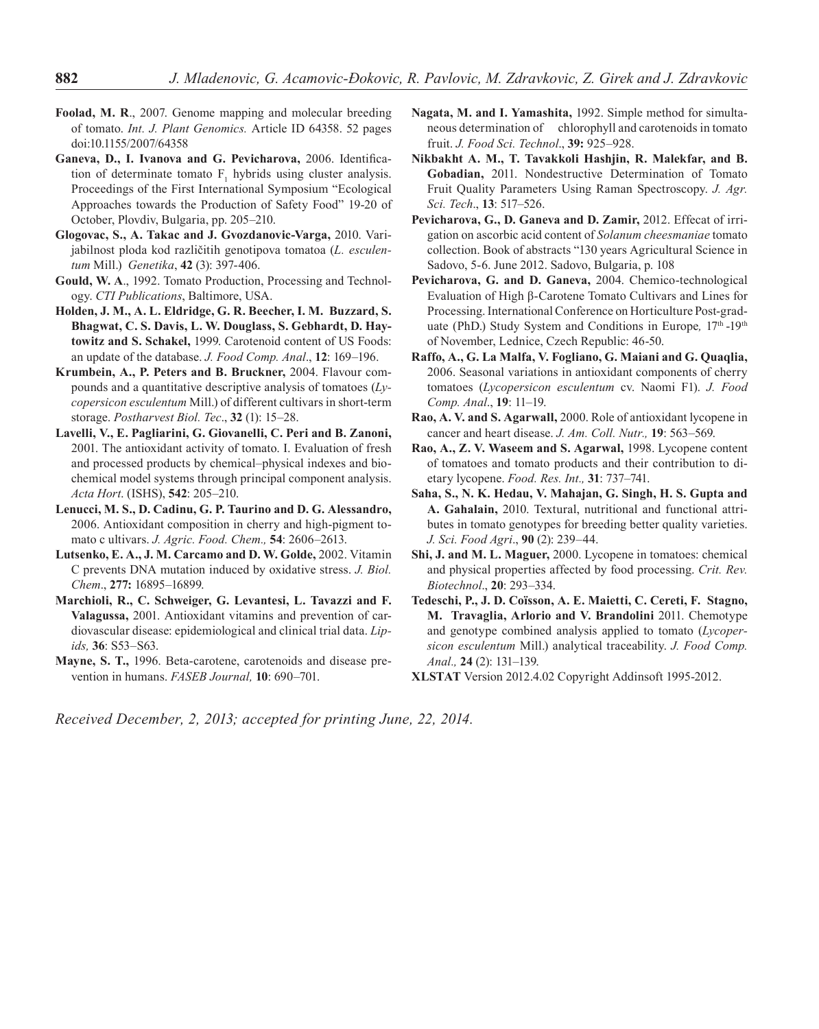**Foolad, M. R**., 2007. Genome mapping and molecular breeding of tomato. *Int. J. Plant Genomics.* Article ID 64358. 52 pages doi:10.1155/2007/64358

**Ganeva, D., I. Ivanova and G. Pevicharova,** 2006. Identification of determinate tomato $F_1$ hybrids using cluster analysis. Proceedings of the First International Symposium "Ecological Approaches towards the Production of Safety Food" 19-20 of October, Plovdiv, Bulgaria, pp. 205–210.

**Glogovac, S., A. Takac and J. Gvozdanovic-Varga,** 2010. Varijabilnost ploda kod različitih genotipova tomatoa (*L. esculentum* Mill.) *Genetika*, **42** (3): 397-406.

**Gould, W. A**., 1992. Tomato Production, Processing and Technology. *CTI Publications*, Baltimore, USA.

**Holden, J. M., A. L. Eldridge, G. R. Beecher, I. M. Buzzard, S. Bhagwat, C. S. Davis, L. W. Douglass, S. Gebhardt, D. Haytowitz and S. Schakel,** 1999. Carotenoid content of US Foods: an update of the database. *J. Food Comp. Anal*., **12**: 169–196.

**Krumbein, A., P. Peters and B. Bruckner,** 2004. Flavour compounds and a quantitative descriptive analysis of tomatoes (*Lycopersicon esculentum* Mill.) of different cultivars in short-term storage. *Postharvest Biol. Tec*., **32** (1): 15–28.

**Lavelli, V., E. Pagliarini, G. Giovanelli, C. Peri and B. Zanoni,** 2001. The antioxidant activity of tomato. I. Evaluation of fresh and processed products by chemical–physical indexes and biochemical model systems through principal component analysis. *Acta Hort*. (ISHS), **542**: 205–210.

**Lenucci, M. S., D. Cadinu, G. P. Taurino and D. G. Alessandro,** 2006. Antioxidant composition in cherry and high-pigment tomato c ultivars. *J. Agric. Food. Chem.,* **54**: 2606–2613.

**Lutsenko, E. A., J. M. Carcamo and D. W. Golde,** 2002. Vitamin C prevents DNA mutation induced by oxidative stress. *J. Biol. Chem*., **277:** 16895–16899.

**Marchioli, R., C. Schweiger, G. Levantesi, L. Tavazzi and F. Valagussa,** 2001. Antioxidant vitamins and prevention of cardiovascular disease: epidemiological and clinical trial data. *Lipids,* **36**: S53–S63.

**Mayne, S. T.,** 1996. Beta-carotene, carotenoids and disease prevention in humans. *FASEB Journal,* **10**: 690–701.

**Nagata, M. and I. Yamashita,** 1992. Simple method for simultaneous determination of chlorophyll and carotenoids in tomato fruit. *J. Food Sci. Technol*., **39:** 925–928.

**Nikbakht A. M., T. Tavakkoli Hashjin, R. Malekfar, and B. Gobadian,** 2011. Nondestructive Determination of Tomato Fruit Quality Parameters Using Raman Spectroscopy. *J. Agr. Sci. Tech*., **13**: 517–526.

**Pevicharova, G., D. Ganeva and D. Zamir,** 2012. Effecat of irrigation on ascorbic acid content of *Solanum cheesmaniae* tomato collection. Book of abstracts "130 years Agricultural Science in Sadovo, 5-6. June 2012. Sadovo, Bulgaria, p. 108

**Pevicharova, G. and D. Ganeva,** 2004. Chemico-technological Evaluation of High β-Carotene Tomato Cultivars and Lines for Processing. International Conference on Horticulture Post-graduate (PhD.) Study System and Conditions in Europe*,* 17th -19th of November, Lednice, Czech Republic: 46-50.

**Raffo, A., G. La Malfa, V. Fogliano, G. Maiani and G. Quaqlia,** 2006. Seasonal variations in antioxidant components of cherry tomatoes (*Lycopersicon esculentum* cv. Naomi F1). *J. Food Comp. Anal*., **19**: 11–19.

**Rao, A. V. and S. Agarwall,** 2000. Role of antioxidant lycopene in cancer and heart disease. *J. Am. Coll. Nutr.,* **19**: 563–569.

**Rao, A., Z. V. Waseem and S. Agarwal,** 1998. Lycopene content of tomatoes and tomato products and their contribution to dietary lycopene. *Food. Res. Int.,* **31**: 737–741.

**Saha, S., N. K. Hedau, V. Mahajan, G. Singh, H. S. Gupta and A. Gahalain,** 2010. Textural, nutritional and functional attributes in tomato genotypes for breeding better quality varieties. *J. Sci. Food Agri*., **90** (2): 239–44.

**Shi, J. and M. L. Maguer,** 2000. Lycopene in tomatoes: chemical and physical properties affected by food processing. *Crit. Rev. Biotechnol*., **20**: 293–334.

**Tedeschi, P., J. D. Coïsson, A. E. Maietti, C. Cereti, F. Stagno, M. Travaglia, Arlorio and V. Brandolini** 2011. Chemotype and genotype combined analysis applied to tomato (*Lycopersicon esculentum* Mill.) analytical traceability. *J. Food Comp. Anal.,* **24** (2): 131–139.

**XLSTAT** Version 2012.4.02 Copyright Addinsoft 1995-2012.

*Received December, 2, 2013; accepted for printing June, 22, 2014.*